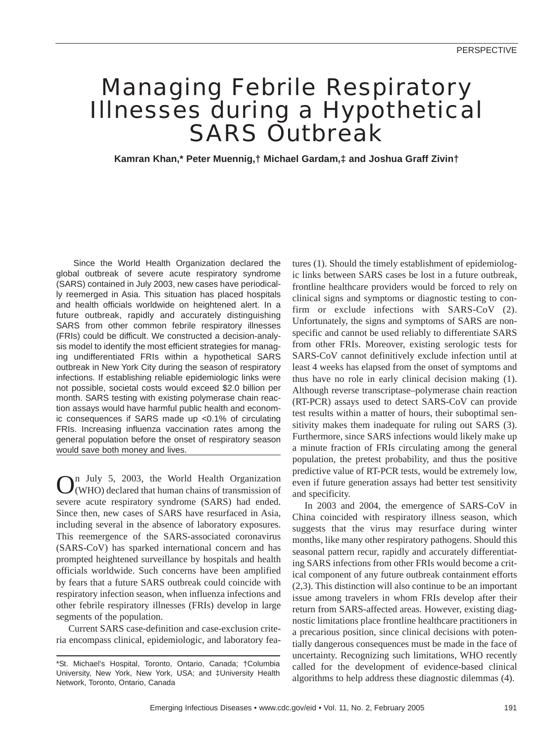PERSPECTIVE

# Managing Febrile Respiratory Illnesses during a Hypothetical SARS Outbreak

**Kamran Khan,* Peter Muennig,† Michael Gardam,‡ and Joshua Graff Zivin†**

Since the World Health Organization declared the global outbreak of severe acute respiratory syndrome (SARS) contained in July 2003, new cases have periodically reemerged in Asia. This situation has placed hospitals and health officials worldwide on heightened alert. In a future outbreak, rapidly and accurately distinguishing SARS from other common febrile respiratory illnesses (FRIs) could be difficult. We constructed a decision-analysis model to identify the most efficient strategies for managing undifferentiated FRIs within a hypothetical SARS outbreak in New York City during the season of respiratory infections. If establishing reliable epidemiologic links were not possible, societal costs would exceed $2.0 billion per month. SARS testing with existing polymerase chain reaction assays would have harmful public health and economic consequences if SARS made up <0.1% of circulating FRIs. Increasing influenza vaccination rates among the general population before the onset of respiratory season would save both money and lives.

On July 5, 2003, the World Health Organization (WHO) declared that human chains of transmission of severe acute respiratory syndrome (SARS) had ended. Since then, new cases of SARS have resurfaced in Asia, including several in the absence of laboratory exposures. This reemergence of the SARS-associated coronavirus (SARS-CoV) has sparked international concern and has prompted heightened surveillance by hospitals and health officials worldwide. Such concerns have been amplified by fears that a future SARS outbreak could coincide with respiratory infection season, when influenza infections and other febrile respiratory illnesses (FRIs) develop in large segments of the population.

Current SARS case-definition and case-exclusion criteria encompass clinical, epidemiologic, and laboratory features (1). Should the timely establishment of epidemiologic links between SARS cases be lost in a future outbreak, frontline healthcare providers would be forced to rely on clinical signs and symptoms or diagnostic testing to confirm or exclude infections with SARS-CoV (2). Unfortunately, the signs and symptoms of SARS are nonspecific and cannot be used reliably to differentiate SARS from other FRIs. Moreover, existing serologic tests for SARS-CoV cannot definitively exclude infection until at least 4 weeks has elapsed from the onset of symptoms and thus have no role in early clinical decision making (1). Although reverse transcriptase–polymerase chain reaction (RT-PCR) assays used to detect SARS-CoV can provide test results within a matter of hours, their suboptimal sensitivity makes them inadequate for ruling out SARS (3). Furthermore, since SARS infections would likely make up a minute fraction of FRIs circulating among the general population, the pretest probability, and thus the positive predictive value of RT-PCR tests, would be extremely low, even if future generation assays had better test sensitivity and specificity.

In 2003 and 2004, the emergence of SARS-CoV in China coincided with respiratory illness season, which suggests that the virus may resurface during winter months, like many other respiratory pathogens. Should this seasonal pattern recur, rapidly and accurately differentiating SARS infections from other FRIs would become a critical component of any future outbreak containment efforts (2,3). This distinction will also continue to be an important issue among travelers in whom FRIs develop after their return from SARS-affected areas. However, existing diagnostic limitations place frontline healthcare practitioners in a precarious position, since clinical decisions with potentially dangerous consequences must be made in the face of uncertainty. Recognizing such limitations, WHO recently called for the development of evidence-based clinical algorithms to help address these diagnostic dilemmas (4).

*St. Michael's Hospital, Toronto, Ontario, Canada; †Columbia University, New York, New York, USA; and ‡University Health Network, Toronto, Ontario, Canada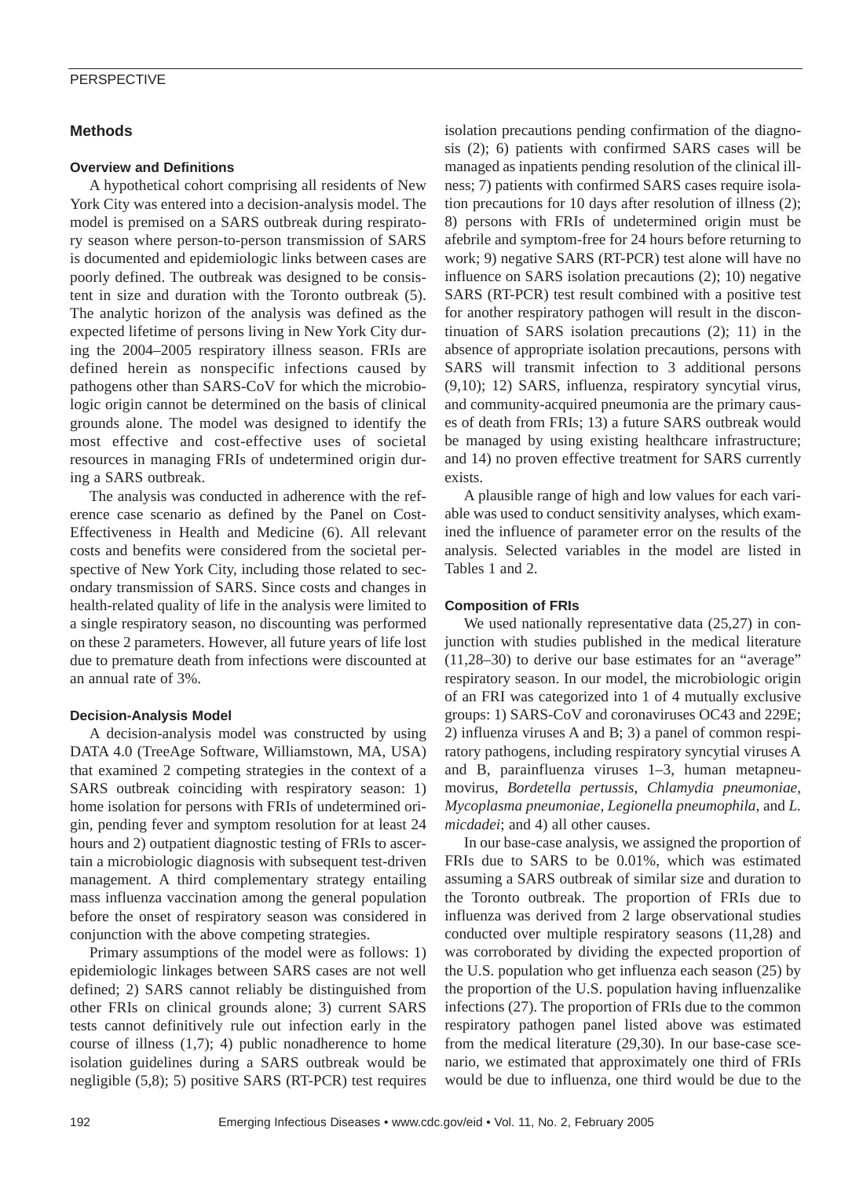## Methods

### Overview and Definitions

A hypothetical cohort comprising all residents of New York City was entered into a decision-analysis model. The model is premised on a SARS outbreak during respiratory season where person-to-person transmission of SARS is documented and epidemiologic links between cases are poorly defined. The outbreak was designed to be consistent in size and duration with the Toronto outbreak (5). The analytic horizon of the analysis was defined as the expected lifetime of persons living in New York City during the 2004–2005 respiratory illness season. FRIs are defined herein as nonspecific infections caused by pathogens other than SARS-CoV for which the microbiologic origin cannot be determined on the basis of clinical grounds alone. The model was designed to identify the most effective and cost-effective uses of societal resources in managing FRIs of undetermined origin during a SARS outbreak.

The analysis was conducted in adherence with the reference case scenario as defined by the Panel on Cost-Effectiveness in Health and Medicine (6). All relevant costs and benefits were considered from the societal perspective of New York City, including those related to secondary transmission of SARS. Since costs and changes in health-related quality of life in the analysis were limited to a single respiratory season, no discounting was performed on these 2 parameters. However, all future years of life lost due to premature death from infections were discounted at an annual rate of 3%.

### Decision-Analysis Model

A decision-analysis model was constructed by using DATA 4.0 (TreeAge Software, Williamstown, MA, USA) that examined 2 competing strategies in the context of a SARS outbreak coinciding with respiratory season: 1) home isolation for persons with FRIs of undetermined origin, pending fever and symptom resolution for at least 24 hours and 2) outpatient diagnostic testing of FRIs to ascertain a microbiologic diagnosis with subsequent test-driven management. A third complementary strategy entailing mass influenza vaccination among the general population before the onset of respiratory season was considered in conjunction with the above competing strategies.

Primary assumptions of the model were as follows: 1) epidemiologic linkages between SARS cases are not well defined; 2) SARS cannot reliably be distinguished from other FRIs on clinical grounds alone; 3) current SARS tests cannot definitively rule out infection early in the course of illness (1,7); 4) public nonadherence to home isolation guidelines during a SARS outbreak would be negligible (5,8); 5) positive SARS (RT-PCR) test requires isolation precautions pending confirmation of the diagnosis (2); 6) patients with confirmed SARS cases will be managed as inpatients pending resolution of the clinical illness; 7) patients with confirmed SARS cases require isolation precautions for 10 days after resolution of illness (2); 8) persons with FRIs of undetermined origin must be afebrile and symptom-free for 24 hours before returning to work; 9) negative SARS (RT-PCR) test alone will have no influence on SARS isolation precautions (2); 10) negative SARS (RT-PCR) test result combined with a positive test for another respiratory pathogen will result in the discontinuation of SARS isolation precautions (2); 11) in the absence of appropriate isolation precautions, persons with SARS will transmit infection to 3 additional persons (9,10); 12) SARS, influenza, respiratory syncytial virus, and community-acquired pneumonia are the primary causes of death from FRIs; 13) a future SARS outbreak would be managed by using existing healthcare infrastructure; and 14) no proven effective treatment for SARS currently exists.

A plausible range of high and low values for each variable was used to conduct sensitivity analyses, which examined the influence of parameter error on the results of the analysis. Selected variables in the model are listed in Tables 1 and 2.

### Composition of FRIs

We used nationally representative data (25,27) in conjunction with studies published in the medical literature (11,28–30) to derive our base estimates for an "average" respiratory season. In our model, the microbiologic origin of an FRI was categorized into 1 of 4 mutually exclusive groups: 1) SARS-CoV and coronaviruses OC43 and 229E; 2) influenza viruses A and B; 3) a panel of common respiratory pathogens, including respiratory syncytial viruses A and B, parainfluenza viruses 1–3, human metapneumovirus, *Bordetella pertussis*, *Chlamydia pneumoniae*, *Mycoplasma pneumoniae*, *Legionella pneumophila*, and *L. micdadei*; and 4) all other causes.

In our base-case analysis, we assigned the proportion of FRIs due to SARS to be 0.01%, which was estimated assuming a SARS outbreak of similar size and duration to the Toronto outbreak. The proportion of FRIs due to influenza was derived from 2 large observational studies conducted over multiple respiratory seasons (11,28) and was corroborated by dividing the expected proportion of the U.S. population who get influenza each season (25) by the proportion of the U.S. population having influenzalike infections (27). The proportion of FRIs due to the common respiratory pathogen panel listed above was estimated from the medical literature (29,30). In our base-case scenario, we estimated that approximately one third of FRIs would be due to influenza, one third would be due to the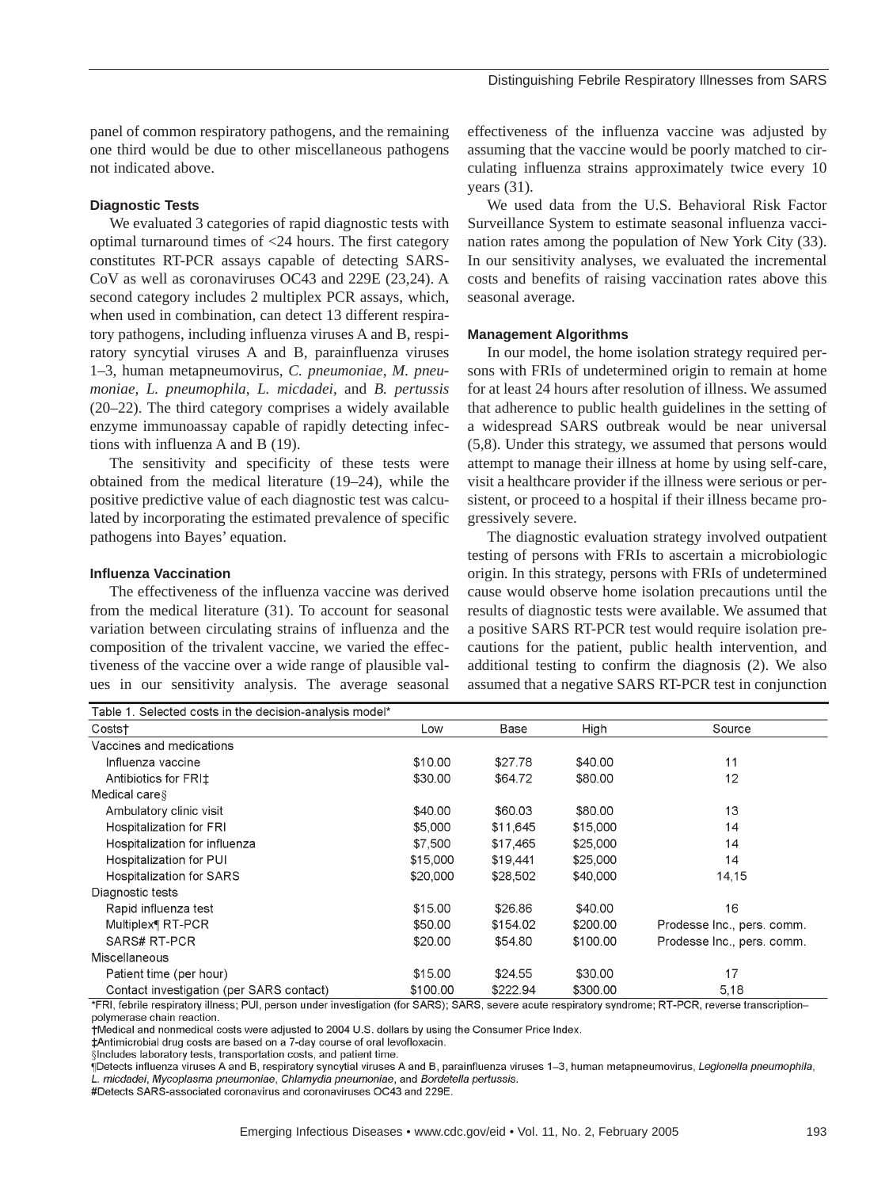panel of common respiratory pathogens, and the remaining one third would be due to other miscellaneous pathogens not indicated above.

### Diagnostic Tests

We evaluated 3 categories of rapid diagnostic tests with optimal turnaround times of <24 hours. The first category constitutes RT-PCR assays capable of detecting SARS-CoV as well as coronaviruses OC43 and 229E (23,24). A second category includes 2 multiplex PCR assays, which, when used in combination, can detect 13 different respiratory pathogens, including influenza viruses A and B, respiratory syncytial viruses A and B, parainfluenza viruses 1–3, human metapneumovirus, *C. pneumoniae*, *M. pneumoniae*, *L. pneumophila*, *L. micdadei*, and *B. pertussis* (20–22). The third category comprises a widely available enzyme immunoassay capable of rapidly detecting infections with influenza A and B (19).

The sensitivity and specificity of these tests were obtained from the medical literature (19–24), while the positive predictive value of each diagnostic test was calculated by incorporating the estimated prevalence of specific pathogens into Bayes' equation.

### Influenza Vaccination

The effectiveness of the influenza vaccine was derived from the medical literature (31). To account for seasonal variation between circulating strains of influenza and the composition of the trivalent vaccine, we varied the effectiveness of the vaccine over a wide range of plausible values in our sensitivity analysis. The average seasonal effectiveness of the influenza vaccine was adjusted by assuming that the vaccine would be poorly matched to circulating influenza strains approximately twice every 10 years (31).

We used data from the U.S. Behavioral Risk Factor Surveillance System to estimate seasonal influenza vaccination rates among the population of New York City (33). In our sensitivity analyses, we evaluated the incremental costs and benefits of raising vaccination rates above this seasonal average.

### Management Algorithms

In our model, the home isolation strategy required persons with FRIs of undetermined origin to remain at home for at least 24 hours after resolution of illness. We assumed that adherence to public health guidelines in the setting of a widespread SARS outbreak would be near universal (5,8). Under this strategy, we assumed that persons would attempt to manage their illness at home by using self-care, visit a healthcare provider if the illness were serious or persistent, or proceed to a hospital if their illness became progressively severe.

The diagnostic evaluation strategy involved outpatient testing of persons with FRIs to ascertain a microbiologic origin. In this strategy, persons with FRIs of undetermined cause would observe home isolation precautions until the results of diagnostic tests were available. We assumed that a positive SARS RT-PCR test would require isolation precautions for the patient, public health intervention, and additional testing to confirm the diagnosis (2). We also assumed that a negative SARS RT-PCR test in conjunction

Table 1. Selected costs in the decision-analysis model*

| Costs† | Low | Base | High | Source |
|---|---|---|---|---|
| Vaccines and medications | | | | |
| Influenza vaccine | $10.00 | $27.78 | $40.00 | 11 |
| Antibiotics for FRI‡ | $30.00 | $64.72 | $80.00 | 12 |
| Medical care§ | | | | |
| Ambulatory clinic visit | $40.00 | $60.03 | $80.00 | 13 |
| Hospitalization for FRI | $5,000 | $11,645 | $15,000 | 14 |
| Hospitalization for influenza | $7,500 | $17,465 | $25,000 | 14 |
| Hospitalization for PUI | $15,000 | $19,441 | $25,000 | 14 |
| Hospitalization for SARS | $20,000 | $28,502 | $40,000 | 14,15 |
| Diagnostic tests | | | | |
| Rapid influenza test | $15.00 | $26.86 | $40.00 | 16 |
| Multiplex¶ RT-PCR | $50.00 | $154.02 | $200.00 | Prodesse Inc., pers. comm. |
| SARS# RT-PCR | $20.00 | $54.80 | $100.00 | Prodesse Inc., pers. comm. |
| Miscellaneous | | | | |
| Patient time (per hour) | $15.00 | $24.55 | $30.00 | 17 |
| Contact investigation (per SARS contact) | $100.00 | $222.94 | $300.00 | 5,18 |

*FRI, febrile respiratory illness; PUI, person under investigation (for SARS); SARS, severe acute respiratory syndrome; RT-PCR, reverse transcription–polymerase chain reaction.
†Medical and nonmedical costs were adjusted to 2004 U.S. dollars by using the Consumer Price Index.
‡Antimicrobial drug costs are based on a 7-day course of oral levofloxacin.
§Includes laboratory tests, transportation costs, and patient time.
¶Detects influenza viruses A and B, respiratory syncytial viruses A and B, parainfluenza viruses 1–3, human metapneumovirus, *Legionella pneumophila*, *L. micdadei*, *Mycoplasma pneumoniae*, *Chlamydia pneumoniae*, and *Bordetella pertussis*.
#Detects SARS-associated coronavirus and coronaviruses OC43 and 229E.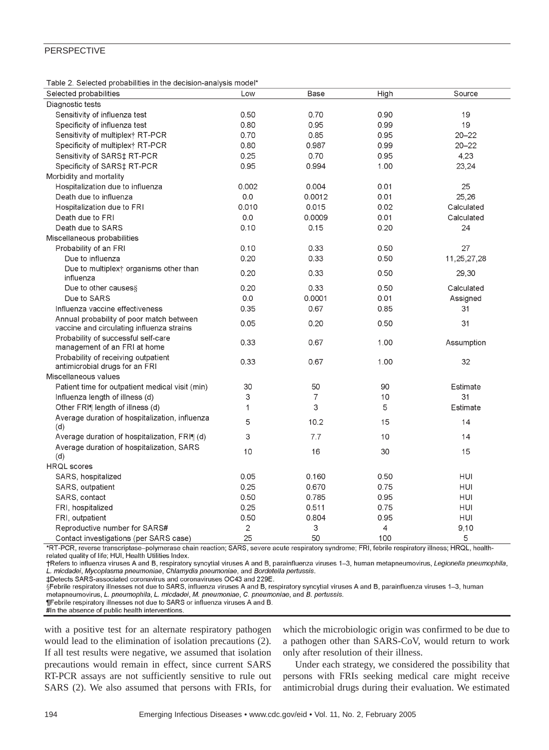Table 2. Selected probabilities in the decision-analysis model*

| Selected probabilities | Low | Base | High | Source |
|---|---|---|---|---|
| Diagnostic tests | | | | |
| Sensitivity of influenza test | 0.50 | 0.70 | 0.90 | 19 |
| Specificity of influenza test | 0.80 | 0.95 | 0.99 | 19 |
| Sensitivity of multiplex† RT-PCR | 0.70 | 0.85 | 0.95 | 20–22 |
| Specificity of multiplex† RT-PCR | 0.80 | 0.987 | 0.99 | 20–22 |
| Sensitivity of SARS‡ RT-PCR | 0.25 | 0.70 | 0.95 | 4,23 |
| Specificity of SARS‡ RT-PCR | 0.95 | 0.994 | 1.00 | 23,24 |
| Morbidity and mortality | | | | |
| Hospitalization due to influenza | 0.002 | 0.004 | 0.01 | 25 |
| Death due to influenza | 0.0 | 0.0012 | 0.01 | 25,26 |
| Hospitalization due to FRI | 0.010 | 0.015 | 0.02 | Calculated |
| Death due to FRI | 0.0 | 0.0009 | 0.01 | Calculated |
| Death due to SARS | 0.10 | 0.15 | 0.20 | 24 |
| Miscellaneous probabilities | | | | |
| Probability of an FRI | 0.10 | 0.33 | 0.50 | 27 |
| Due to influenza | 0.20 | 0.33 | 0.50 | 11,25,27,28 |
| Due to multiplex† organisms other than influenza | 0.20 | 0.33 | 0.50 | 29,30 |
| Due to other causes§ | 0.20 | 0.33 | 0.50 | Calculated |
| Due to SARS | 0.0 | 0.0001 | 0.01 | Assigned |
| Influenza vaccine effectiveness | 0.35 | 0.67 | 0.85 | 31 |
| Annual probability of poor match between vaccine and circulating influenza strains | 0.05 | 0.20 | 0.50 | 31 |
| Probability of successful self-care management of an FRI at home | 0.33 | 0.67 | 1.00 | Assumption |
| Probability of receiving outpatient antimicrobial drugs for an FRI | 0.33 | 0.67 | 1.00 | 32 |
| Miscellaneous values | | | | |
| Patient time for outpatient medical visit (min) | 30 | 50 | 90 | Estimate |
| Influenza length of illness (d) | 3 | 7 | 10 | 31 |
| Other FRI¶ length of illness (d) | 1 | 3 | 5 | Estimate |
| Average duration of hospitalization, influenza (d) | 5 | 10.2 | 15 | 14 |
| Average duration of hospitalization, FRI¶ (d) | 3 | 7.7 | 10 | 14 |
| Average duration of hospitalization, SARS (d) | 10 | 16 | 30 | 15 |
| HRQL scores | | | | |
| SARS, hospitalized | 0.05 | 0.160 | 0.50 | HUI |
| SARS, outpatient | 0.25 | 0.670 | 0.75 | HUI |
| SARS, contact | 0.50 | 0.785 | 0.95 | HUI |
| FRI, hospitalized | 0.25 | 0.511 | 0.75 | HUI |
| FRI, outpatient | 0.50 | 0.804 | 0.95 | HUI |
| Reproductive number for SARS# | 2 | 3 | 4 | 9,10 |
| Contact investigations (per SARS case) | 25 | 50 | 100 | 5 |

*RT-PCR, reverse transcriptase–polymerase chain reaction; SARS, severe acute respiratory syndrome; FRI, febrile respiratory illness; HRQL, health-related quality of life; HUI, Health Utilities Index.
†Refers to influenza viruses A and B, respiratory syncytial viruses A and B, parainfluenza viruses 1–3, human metapneumovirus, *Legionella pneumophila*, *L. micdadei*, *Mycoplasma pneumoniae*, *Chlamydia pneumoniae*, and *Bordetella pertussis*.
‡Detects SARS-associated coronavirus and coronaviruses OC43 and 229E.
§Febrile respiratory illnesses not due to SARS, influenza viruses A and B, respiratory syncytial viruses A and B, parainfluenza viruses 1–3, human metapneumovirus, *L. pneumophila*, *L. micdadei*, *M. pneumoniae*, *C. pneumoniae*, and *B. pertussis*.
¶Febrile respiratory illnesses not due to SARS or influenza viruses A and B.
#In the absence of public health interventions.

with a positive test for an alternate respiratory pathogen would lead to the elimination of isolation precautions (2). If all test results were negative, we assumed that isolation precautions would remain in effect, since current SARS RT-PCR assays are not sufficiently sensitive to rule out SARS (2). We also assumed that persons with FRIs, for which the microbiologic origin was confirmed to be due to a pathogen other than SARS-CoV, would return to work only after resolution of their illness.

Under each strategy, we considered the possibility that persons with FRIs seeking medical care might receive antimicrobial drugs during their evaluation. We estimated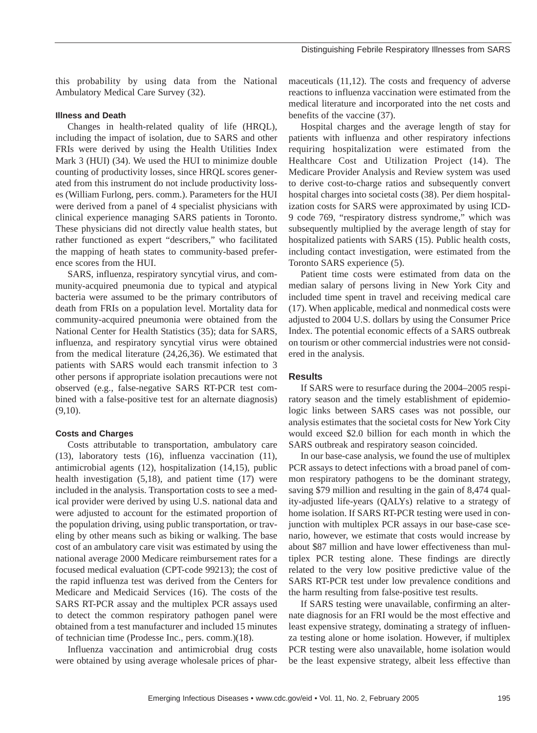this probability by using data from the National Ambulatory Medical Care Survey (32).

### Illness and Death

Changes in health-related quality of life (HRQL), including the impact of isolation, due to SARS and other FRIs were derived by using the Health Utilities Index Mark 3 (HUI) (34). We used the HUI to minimize double counting of productivity losses, since HRQL scores generated from this instrument do not include productivity losses (William Furlong, pers. comm.). Parameters for the HUI were derived from a panel of 4 specialist physicians with clinical experience managing SARS patients in Toronto. These physicians did not directly value health states, but rather functioned as expert "describers," who facilitated the mapping of heath states to community-based preference scores from the HUI.

SARS, influenza, respiratory syncytial virus, and community-acquired pneumonia due to typical and atypical bacteria were assumed to be the primary contributors of death from FRIs on a population level. Mortality data for community-acquired pneumonia were obtained from the National Center for Health Statistics (35); data for SARS, influenza, and respiratory syncytial virus were obtained from the medical literature (24,26,36). We estimated that patients with SARS would each transmit infection to 3 other persons if appropriate isolation precautions were not observed (e.g., false-negative SARS RT-PCR test combined with a false-positive test for an alternate diagnosis) (9,10).

### Costs and Charges

Costs attributable to transportation, ambulatory care (13), laboratory tests (16), influenza vaccination (11), antimicrobial agents (12), hospitalization (14,15), public health investigation (5,18), and patient time (17) were included in the analysis. Transportation costs to see a medical provider were derived by using U.S. national data and were adjusted to account for the estimated proportion of the population driving, using public transportation, or traveling by other means such as biking or walking. The base cost of an ambulatory care visit was estimated by using the national average 2000 Medicare reimbursement rates for a focused medical evaluation (CPT-code 99213); the cost of the rapid influenza test was derived from the Centers for Medicare and Medicaid Services (16). The costs of the SARS RT-PCR assay and the multiplex PCR assays used to detect the common respiratory pathogen panel were obtained from a test manufacturer and included 15 minutes of technician time (Prodesse Inc., pers. comm.)(18).

Influenza vaccination and antimicrobial drug costs were obtained by using average wholesale prices of pharmaceuticals (11,12). The costs and frequency of adverse reactions to influenza vaccination were estimated from the medical literature and incorporated into the net costs and benefits of the vaccine (37).

Hospital charges and the average length of stay for patients with influenza and other respiratory infections requiring hospitalization were estimated from the Healthcare Cost and Utilization Project (14). The Medicare Provider Analysis and Review system was used to derive cost-to-charge ratios and subsequently convert hospital charges into societal costs (38). Per diem hospitalization costs for SARS were approximated by using ICD-9 code 769, "respiratory distress syndrome," which was subsequently multiplied by the average length of stay for hospitalized patients with SARS (15). Public health costs, including contact investigation, were estimated from the Toronto SARS experience (5).

Patient time costs were estimated from data on the median salary of persons living in New York City and included time spent in travel and receiving medical care (17). When applicable, medical and nonmedical costs were adjusted to 2004 U.S. dollars by using the Consumer Price Index. The potential economic effects of a SARS outbreak on tourism or other commercial industries were not considered in the analysis.

## Results

If SARS were to resurface during the 2004–2005 respiratory season and the timely establishment of epidemiologic links between SARS cases was not possible, our analysis estimates that the societal costs for New York City would exceed $2.0 billion for each month in which the SARS outbreak and respiratory season coincided.

In our base-case analysis, we found the use of multiplex PCR assays to detect infections with a broad panel of common respiratory pathogens to be the dominant strategy, saving $79 million and resulting in the gain of 8,474 quality-adjusted life-years (QALYs) relative to a strategy of home isolation. If SARS RT-PCR testing were used in conjunction with multiplex PCR assays in our base-case scenario, however, we estimate that costs would increase by about $87 million and have lower effectiveness than multiplex PCR testing alone. These findings are directly related to the very low positive predictive value of the SARS RT-PCR test under low prevalence conditions and the harm resulting from false-positive test results.

If SARS testing were unavailable, confirming an alternate diagnosis for an FRI would be the most effective and least expensive strategy, dominating a strategy of influenza testing alone or home isolation. However, if multiplex PCR testing were also unavailable, home isolation would be the least expensive strategy, albeit less effective than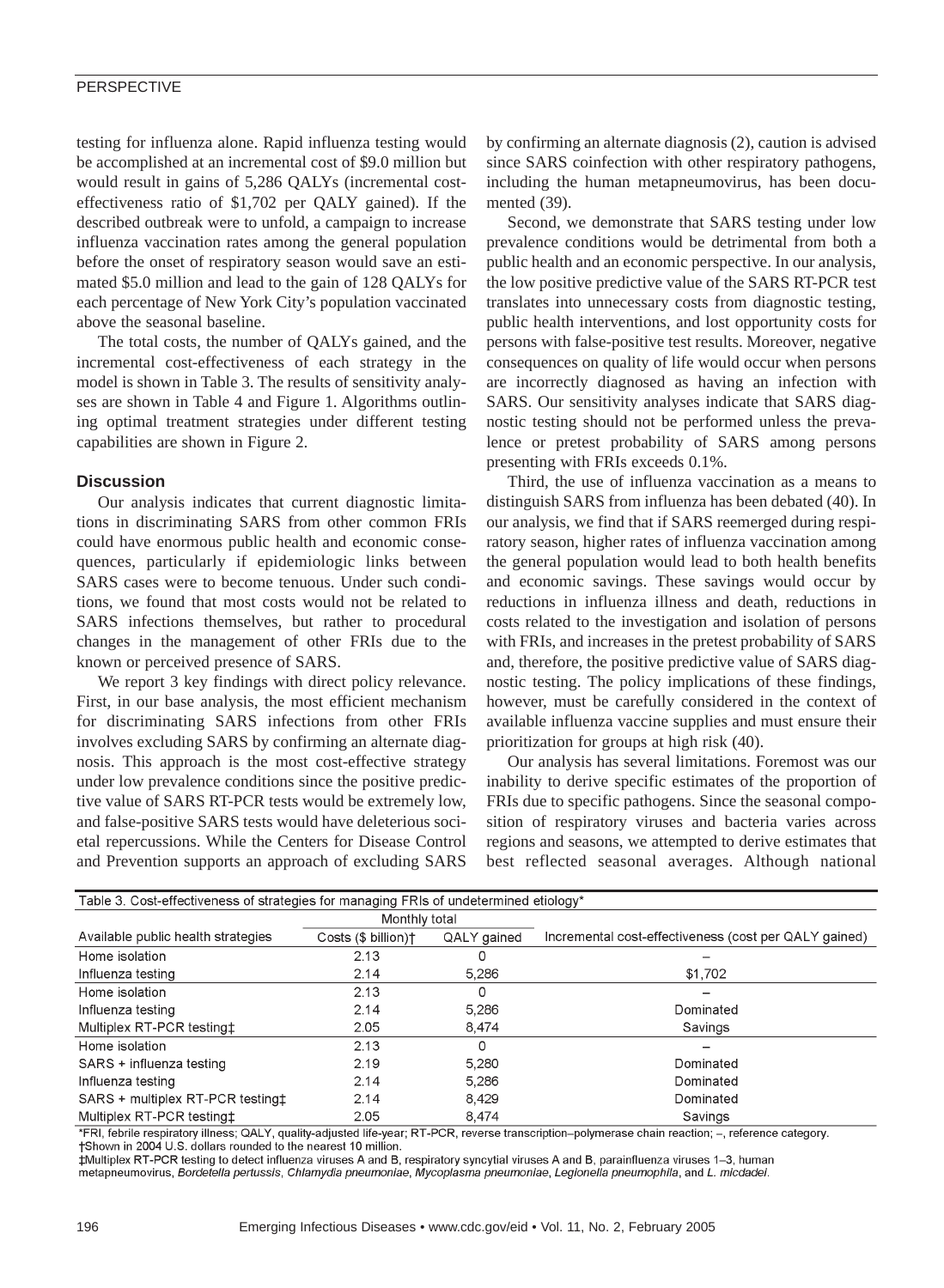testing for influenza alone. Rapid influenza testing would be accomplished at an incremental cost of $9.0 million but would result in gains of 5,286 QALYs (incremental cost-effectiveness ratio of $1,702 per QALY gained). If the described outbreak were to unfold, a campaign to increase influenza vaccination rates among the general population before the onset of respiratory season would save an estimated $5.0 million and lead to the gain of 128 QALYs for each percentage of New York City's population vaccinated above the seasonal baseline.

The total costs, the number of QALYs gained, and the incremental cost-effectiveness of each strategy in the model is shown in Table 3. The results of sensitivity analyses are shown in Table 4 and Figure 1. Algorithms outlining optimal treatment strategies under different testing capabilities are shown in Figure 2.

### Discussion

Our analysis indicates that current diagnostic limitations in discriminating SARS from other common FRIs could have enormous public health and economic consequences, particularly if epidemiologic links between SARS cases were to become tenuous. Under such conditions, we found that most costs would not be related to SARS infections themselves, but rather to procedural changes in the management of other FRIs due to the known or perceived presence of SARS.

We report 3 key findings with direct policy relevance. First, in our base analysis, the most efficient mechanism for discriminating SARS infections from other FRIs involves excluding SARS by confirming an alternate diagnosis. This approach is the most cost-effective strategy under low prevalence conditions since the positive predictive value of SARS RT-PCR tests would be extremely low, and false-positive SARS tests would have deleterious societal repercussions. While the Centers for Disease Control and Prevention supports an approach of excluding SARS by confirming an alternate diagnosis (2), caution is advised since SARS coinfection with other respiratory pathogens, including the human metapneumovirus, has been documented (39).

Second, we demonstrate that SARS testing under low prevalence conditions would be detrimental from both a public health and an economic perspective. In our analysis, the low positive predictive value of the SARS RT-PCR test translates into unnecessary costs from diagnostic testing, public health interventions, and lost opportunity costs for persons with false-positive test results. Moreover, negative consequences on quality of life would occur when persons are incorrectly diagnosed as having an infection with SARS. Our sensitivity analyses indicate that SARS diagnostic testing should not be performed unless the prevalence or pretest probability of SARS among persons presenting with FRIs exceeds 0.1%.

Third, the use of influenza vaccination as a means to distinguish SARS from influenza has been debated (40). In our analysis, we find that if SARS reemerged during respiratory season, higher rates of influenza vaccination among the general population would lead to both health benefits and economic savings. These savings would occur by reductions in influenza illness and death, reductions in costs related to the investigation and isolation of persons with FRIs, and increases in the pretest probability of SARS and, therefore, the positive predictive value of SARS diagnostic testing. The policy implications of these findings, however, must be carefully considered in the context of available influenza vaccine supplies and must ensure their prioritization for groups at high risk (40).

Our analysis has several limitations. Foremost was our inability to derive specific estimates of the proportion of FRIs due to specific pathogens. Since the seasonal composition of respiratory viruses and bacteria varies across regions and seasons, we attempted to derive estimates that best reflected seasonal averages. Although national

Table 3. Cost-effectiveness of strategies for managing FRIs of undetermined etiology*

| Available public health strategies | Monthly total: Costs ($ billion)† | Monthly total: QALY gained | Incremental cost-effectiveness (cost per QALY gained) |
|---|---|---|---|
| Home isolation | 2.13 | 0 | – |
| Influenza testing | 2.14 | 5,286 | $1,702 |
| Home isolation | 2.13 | 0 | – |
| Influenza testing | 2.14 | 5,286 | Dominated |
| Multiplex RT-PCR testing‡ | 2.05 | 8,474 | Savings |
| Home isolation | 2.13 | 0 | – |
| SARS + influenza testing | 2.19 | 5,280 | Dominated |
| Influenza testing | 2.14 | 5,286 | Dominated |
| SARS + multiplex RT-PCR testing‡ | 2.14 | 8,429 | Dominated |
| Multiplex RT-PCR testing‡ | 2.05 | 8,474 | Savings |

*FRI, febrile respiratory illness; QALY, quality-adjusted life-year; RT-PCR, reverse transcription–polymerase chain reaction; –, reference category.
†Shown in 2004 U.S. dollars rounded to the nearest 10 million.
‡Multiplex RT-PCR testing to detect influenza viruses A and B, respiratory syncytial viruses A and B, parainfluenza viruses 1–3, human metapneumovirus, *Bordetella pertussis*, *Chlamydia pneumoniae*, *Mycoplasma pneumoniae*, *Legionella pneumophila*, and *L. micdadei*.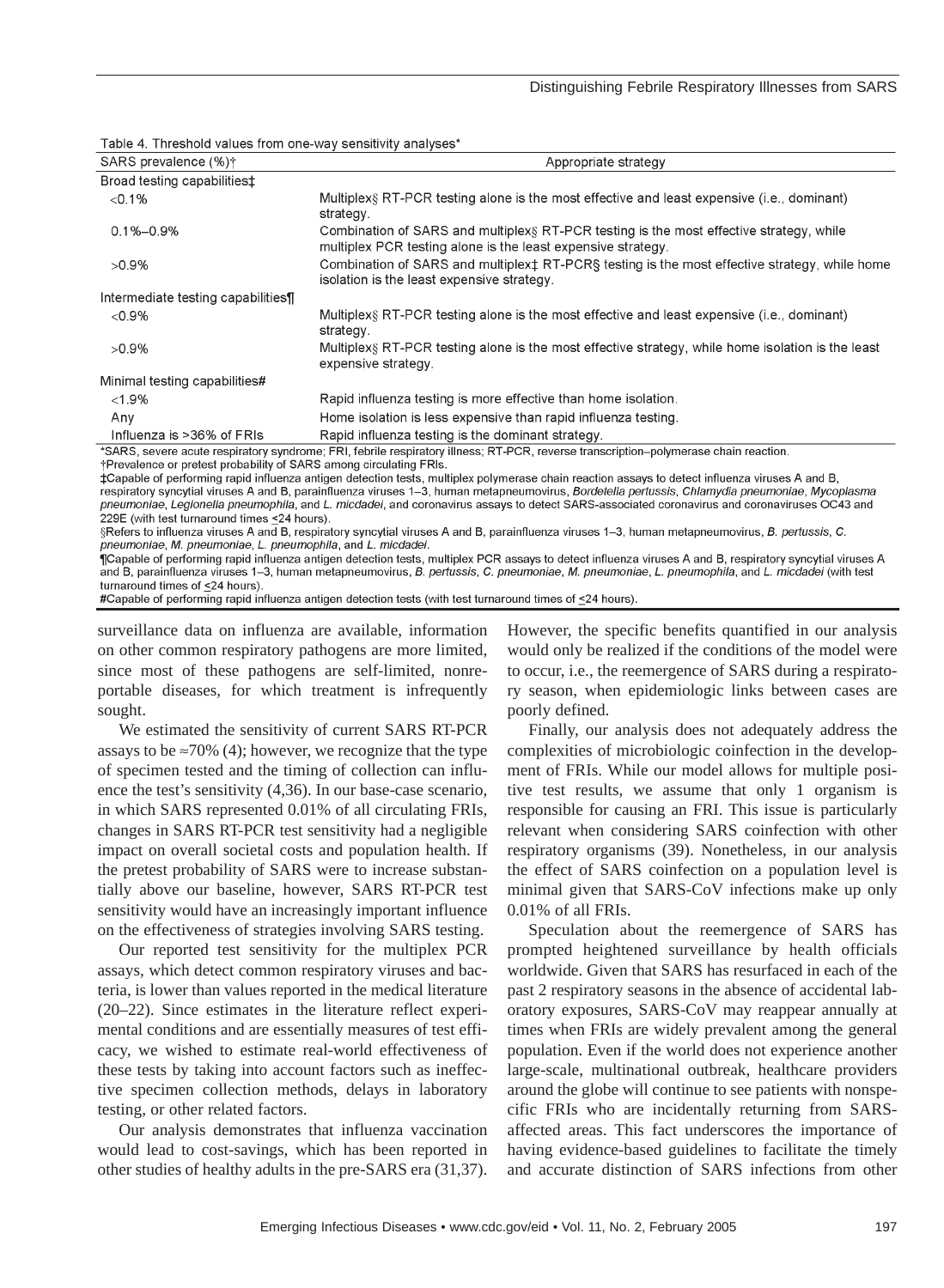Table 4. Threshold values from one-way sensitivity analyses*

| SARS prevalence (%)† | Appropriate strategy |
|---|---|
| Broad testing capabilities‡ | |
| <0.1% | Multiplex§ RT-PCR testing alone is the most effective and least expensive (i.e., dominant) strategy. |
| 0.1%–0.9% | Combination of SARS and multiplex§ RT-PCR testing is the most effective strategy, while multiplex PCR testing alone is the least expensive strategy. |
| >0.9% | Combination of SARS and multiplex‡ RT-PCR§ testing is the most effective strategy, while home isolation is the least expensive strategy. |
| Intermediate testing capabilities¶ | |
| <0.9% | Multiplex§ RT-PCR testing alone is the most effective and least expensive (i.e., dominant) strategy. |
| >0.9% | Multiplex§ RT-PCR testing alone is the most effective strategy, while home isolation is the least expensive strategy. |
| Minimal testing capabilities# | |
| <1.9% | Rapid influenza testing is more effective than home isolation. |
| Any | Home isolation is less expensive than rapid influenza testing. |
| Influenza is >36% of FRIs | Rapid influenza testing is the dominant strategy. |

*SARS, severe acute respiratory syndrome; FRI, febrile respiratory illness; RT-PCR, reverse transcription–polymerase chain reaction.
†Prevalence or pretest probability of SARS among circulating FRIs.
‡Capable of performing rapid influenza antigen detection tests, multiplex polymerase chain reaction assays to detect influenza viruses A and B, respiratory syncytial viruses A and B, parainfluenza viruses 1–3, human metapneumovirus, *Bordetella pertussis*, *Chlamydia pneumoniae*, *Mycoplasma pneumoniae*, *Legionella pneumophila*, and *L. micdadei*, and coronavirus assays to detect SARS-associated coronavirus and coronaviruses OC43 and 229E (with test turnaround times ≤24 hours).
§Refers to influenza viruses A and B, respiratory syncytial viruses A and B, parainfluenza viruses 1–3, human metapneumovirus, *B. pertussis*, *C. pneumoniae*, *M. pneumoniae*, *L. pneumophila*, and *L. micdadei*.
¶Capable of performing rapid influenza antigen detection tests, multiplex PCR assays to detect influenza viruses A and B, respiratory syncytial viruses A and B, parainfluenza viruses 1–3, human metapneumovirus, *B. pertussis*, *C. pneumoniae*, *M. pneumoniae*, *L. pneumophila*, and *L. micdadei* (with test turnaround times of ≤24 hours).
#Capable of performing rapid influenza antigen detection tests (with test turnaround times of ≤24 hours).

surveillance data on influenza are available, information on other common respiratory pathogens are more limited, since most of these pathogens are self-limited, nonreportable diseases, for which treatment is infrequently sought.

We estimated the sensitivity of current SARS RT-PCR assays to be ≈70% (4); however, we recognize that the type of specimen tested and the timing of collection can influence the test's sensitivity (4,36). In our base-case scenario, in which SARS represented 0.01% of all circulating FRIs, changes in SARS RT-PCR test sensitivity had a negligible impact on overall societal costs and population health. If the pretest probability of SARS were to increase substantially above our baseline, however, SARS RT-PCR test sensitivity would have an increasingly important influence on the effectiveness of strategies involving SARS testing.

Our reported test sensitivity for the multiplex PCR assays, which detect common respiratory viruses and bacteria, is lower than values reported in the medical literature (20–22). Since estimates in the literature reflect experimental conditions and are essentially measures of test efficacy, we wished to estimate real-world effectiveness of these tests by taking into account factors such as ineffective specimen collection methods, delays in laboratory testing, or other related factors.

Our analysis demonstrates that influenza vaccination would lead to cost-savings, which has been reported in other studies of healthy adults in the pre-SARS era (31,37). However, the specific benefits quantified in our analysis would only be realized if the conditions of the model were to occur, i.e., the reemergence of SARS during a respiratory season, when epidemiologic links between cases are poorly defined.

Finally, our analysis does not adequately address the complexities of microbiologic coinfection in the development of FRIs. While our model allows for multiple positive test results, we assume that only 1 organism is responsible for causing an FRI. This issue is particularly relevant when considering SARS coinfection with other respiratory organisms (39). Nonetheless, in our analysis the effect of SARS coinfection on a population level is minimal given that SARS-CoV infections make up only 0.01% of all FRIs.

Speculation about the reemergence of SARS has prompted heightened surveillance by health officials worldwide. Given that SARS has resurfaced in each of the past 2 respiratory seasons in the absence of accidental laboratory exposures, SARS-CoV may reappear annually at times when FRIs are widely prevalent among the general population. Even if the world does not experience another large-scale, multinational outbreak, healthcare providers around the globe will continue to see patients with nonspecific FRIs who are incidentally returning from SARS-affected areas. This fact underscores the importance of having evidence-based guidelines to facilitate the timely and accurate distinction of SARS infections from other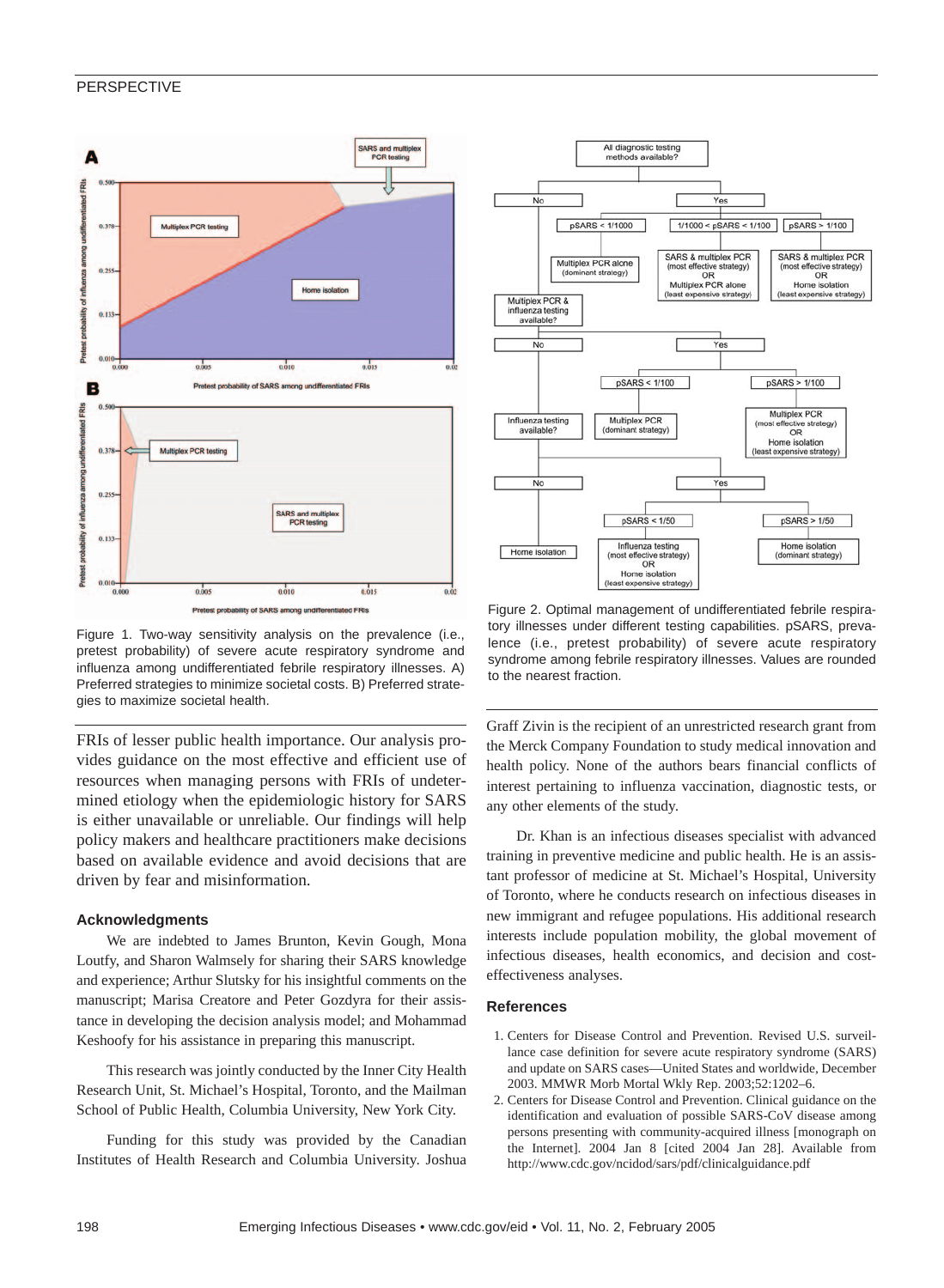Figure 1. Two-way sensitivity analysis on the prevalence (i.e., pretest probability) of severe acute respiratory syndrome and influenza among undifferentiated febrile respiratory illnesses. A) Preferred strategies to minimize societal costs. B) Preferred strategies to maximize societal health.

Figure 2. Optimal management of undifferentiated febrile respiratory illnesses under different testing capabilities. pSARS, prevalence (i.e., pretest probability) of severe acute respiratory syndrome among febrile respiratory illnesses. Values are rounded to the nearest fraction.

FRIs of lesser public health importance. Our analysis provides guidance on the most effective and efficient use of resources when managing persons with FRIs of undetermined etiology when the epidemiologic history for SARS is either unavailable or unreliable. Our findings will help policy makers and healthcare practitioners make decisions based on available evidence and avoid decisions that are driven by fear and misinformation.

### Acknowledgments

We are indebted to James Brunton, Kevin Gough, Mona Loutfy, and Sharon Walmsely for sharing their SARS knowledge and experience; Arthur Slutsky for his insightful comments on the manuscript; Marisa Creatore and Peter Gozdyra for their assistance in developing the decision analysis model; and Mohammad Keshoofy for his assistance in preparing this manuscript.

This research was jointly conducted by the Inner City Health Research Unit, St. Michael's Hospital, Toronto, and the Mailman School of Public Health, Columbia University, New York City.

Funding for this study was provided by the Canadian Institutes of Health Research and Columbia University. Joshua Graff Zivin is the recipient of an unrestricted research grant from the Merck Company Foundation to study medical innovation and health policy. None of the authors bears financial conflicts of interest pertaining to influenza vaccination, diagnostic tests, or any other elements of the study.

Dr. Khan is an infectious diseases specialist with advanced training in preventive medicine and public health. He is an assistant professor of medicine at St. Michael's Hospital, University of Toronto, where he conducts research on infectious diseases in new immigrant and refugee populations. His additional research interests include population mobility, the global movement of infectious diseases, health economics, and decision and cost-effectiveness analyses.

### References

1. Centers for Disease Control and Prevention. Revised U.S. surveillance case definition for severe acute respiratory syndrome (SARS) and update on SARS cases—United States and worldwide, December 2003. MMWR Morb Mortal Wkly Rep. 2003;52:1202–6.
2. Centers for Disease Control and Prevention. Clinical guidance on the identification and evaluation of possible SARS-CoV disease among persons presenting with community-acquired illness [monograph on the Internet]. 2004 Jan 8 [cited 2004 Jan 28]. Available from http://www.cdc.gov/ncidod/sars/pdf/clinicalguidance.pdf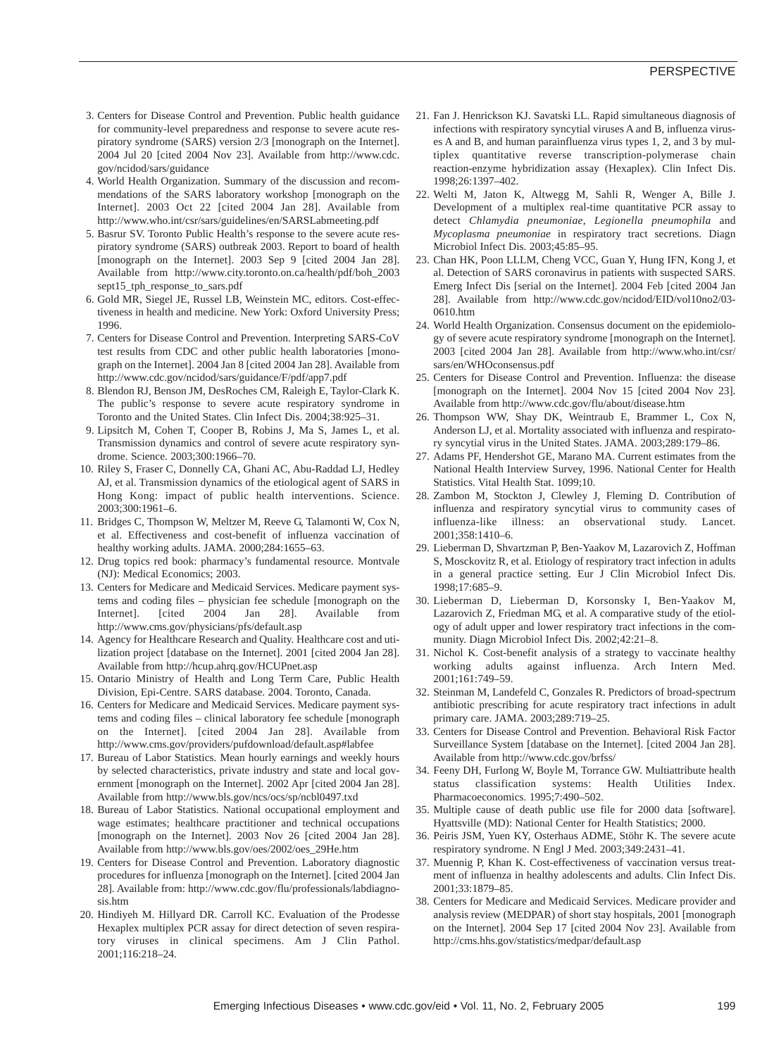3. Centers for Disease Control and Prevention. Public health guidance for community-level preparedness and response to severe acute respiratory syndrome (SARS) version 2/3 [monograph on the Internet]. 2004 Jul 20 [cited 2004 Nov 23]. Available from http://www.cdc.gov/ncidod/sars/guidance
4. World Health Organization. Summary of the discussion and recommendations of the SARS laboratory workshop [monograph on the Internet]. 2003 Oct 22 [cited 2004 Jan 28]. Available from http://www.who.int/csr/sars/guidelines/en/SARSLabmeeting.pdf
5. Basrur SV. Toronto Public Health's response to the severe acute respiratory syndrome (SARS) outbreak 2003. Report to board of health [monograph on the Internet]. 2003 Sep 9 [cited 2004 Jan 28]. Available from http://www.city.toronto.on.ca/health/pdf/boh_2003sept15_tph_response_to_sars.pdf
6. Gold MR, Siegel JE, Russel LB, Weinstein MC, editors. Cost-effectiveness in health and medicine. New York: Oxford University Press; 1996.
7. Centers for Disease Control and Prevention. Interpreting SARS-CoV test results from CDC and other public health laboratories [monograph on the Internet]. 2004 Jan 8 [cited 2004 Jan 28]. Available from http://www.cdc.gov/ncidod/sars/guidance/F/pdf/app7.pdf
8. Blendon RJ, Benson JM, DesRoches CM, Raleigh E, Taylor-Clark K. The public's response to severe acute respiratory syndrome in Toronto and the United States. Clin Infect Dis. 2004;38:925–31.
9. Lipsitch M, Cohen T, Cooper B, Robins J, Ma S, James L, et al. Transmission dynamics and control of severe acute respiratory syndrome. Science. 2003;300:1966–70.
10. Riley S, Fraser C, Donnelly CA, Ghani AC, Abu-Raddad LJ, Hedley AJ, et al. Transmission dynamics of the etiological agent of SARS in Hong Kong: impact of public health interventions. Science. 2003;300:1961–6.
11. Bridges C, Thompson W, Meltzer M, Reeve G, Talamonti W, Cox N, et al. Effectiveness and cost-benefit of influenza vaccination of healthy working adults. JAMA. 2000;284:1655–63.
12. Drug topics red book: pharmacy's fundamental resource. Montvale (NJ): Medical Economics; 2003.
13. Centers for Medicare and Medicaid Services. Medicare payment systems and coding files – physician fee schedule [monograph on the Internet]. [cited 2004 Jan 28]. Available from http://www.cms.gov/physicians/pfs/default.asp
14. Agency for Healthcare Research and Quality. Healthcare cost and utilization project [database on the Internet]. 2001 [cited 2004 Jan 28]. Available from http://hcup.ahrq.gov/HCUPnet.asp
15. Ontario Ministry of Health and Long Term Care, Public Health Division, Epi-Centre. SARS database. 2004. Toronto, Canada.
16. Centers for Medicare and Medicaid Services. Medicare payment systems and coding files – clinical laboratory fee schedule [monograph on the Internet]. [cited 2004 Jan 28]. Available from http://www.cms.gov/providers/pufdownload/default.asp#labfee
17. Bureau of Labor Statistics. Mean hourly earnings and weekly hours by selected characteristics, private industry and state and local government [monograph on the Internet]. 2002 Apr [cited 2004 Jan 28]. Available from http://www.bls.gov/ncs/ocs/sp/ncbl0497.txd
18. Bureau of Labor Statistics. National occupational employment and wage estimates; healthcare practitioner and technical occupations [monograph on the Internet]. 2003 Nov 26 [cited 2004 Jan 28]. Available from http://www.bls.gov/oes/2002/oes_29He.htm
19. Centers for Disease Control and Prevention. Laboratory diagnostic procedures for influenza [monograph on the Internet]. [cited 2004 Jan 28]. Available from: http://www.cdc.gov/flu/professionals/labdiagnosis.htm
20. Hindiyeh M. Hillyard DR. Carroll KC. Evaluation of the Prodesse Hexaplex multiplex PCR assay for direct detection of seven respiratory viruses in clinical specimens. Am J Clin Pathol. 2001;116:218–24.
21. Fan J. Henrickson KJ. Savatski LL. Rapid simultaneous diagnosis of infections with respiratory syncytial viruses A and B, influenza viruses A and B, and human parainfluenza virus types 1, 2, and 3 by multiplex quantitative reverse transcription-polymerase chain reaction-enzyme hybridization assay (Hexaplex). Clin Infect Dis. 1998;26:1397–402.
22. Welti M, Jaton K, Altwegg M, Sahli R, Wenger A, Bille J. Development of a multiplex real-time quantitative PCR assay to detect *Chlamydia pneumoniae*, *Legionella pneumophila* and *Mycoplasma pneumoniae* in respiratory tract secretions. Diagn Microbiol Infect Dis. 2003;45:85–95.
23. Chan HK, Poon LLLM, Cheng VCC, Guan Y, Hung IFN, Kong J, et al. Detection of SARS coronavirus in patients with suspected SARS. Emerg Infect Dis [serial on the Internet]. 2004 Feb [cited 2004 Jan 28]. Available from http://www.cdc.gov/ncidod/EID/vol10no2/03-0610.htm
24. World Health Organization. Consensus document on the epidemiology of severe acute respiratory syndrome [monograph on the Internet]. 2003 [cited 2004 Jan 28]. Available from http://www.who.int/csr/sars/en/WHOconsensus.pdf
25. Centers for Disease Control and Prevention. Influenza: the disease [monograph on the Internet]. 2004 Nov 15 [cited 2004 Nov 23]. Available from http://www.cdc.gov/flu/about/disease.htm
26. Thompson WW, Shay DK, Weintraub E, Brammer L, Cox N, Anderson LJ, et al. Mortality associated with influenza and respiratory syncytial virus in the United States. JAMA. 2003;289:179–86.
27. Adams PF, Hendershot GE, Marano MA. Current estimates from the National Health Interview Survey, 1996. National Center for Health Statistics. Vital Health Stat. 1099;10.
28. Zambon M, Stockton J, Clewley J, Fleming D. Contribution of influenza and respiratory syncytial virus to community cases of influenza-like illness: an observational study. Lancet. 2001;358:1410–6.
29. Lieberman D, Shvartzman P, Ben-Yaakov M, Lazarovich Z, Hoffman S, Mosckovitz R, et al. Etiology of respiratory tract infection in adults in a general practice setting. Eur J Clin Microbiol Infect Dis. 1998;17:685–9.
30. Lieberman D, Lieberman D, Korsonsky I, Ben-Yaakov M, Lazarovich Z, Friedman MG, et al. A comparative study of the etiology of adult upper and lower respiratory tract infections in the community. Diagn Microbiol Infect Dis. 2002;42:21–8.
31. Nichol K. Cost-benefit analysis of a strategy to vaccinate healthy working adults against influenza. Arch Intern Med. 2001;161:749–59.
32. Steinman M, Landefeld C, Gonzales R. Predictors of broad-spectrum antibiotic prescribing for acute respiratory tract infections in adult primary care. JAMA. 2003;289:719–25.
33. Centers for Disease Control and Prevention. Behavioral Risk Factor Surveillance System [database on the Internet]. [cited 2004 Jan 28]. Available from http://www.cdc.gov/brfss/
34. Feeny DH, Furlong W, Boyle M, Torrance GW. Multiattribute health status classification systems: Health Utilities Index. Pharmacoeconomics. 1995;7:490–502.
35. Multiple cause of death public use file for 2000 data [software]. Hyattsville (MD): National Center for Health Statistics; 2000.
36. Peiris JSM, Yuen KY, Osterhaus ADME, Stöhr K. The severe acute respiratory syndrome. N Engl J Med. 2003;349:2431–41.
37. Muennig P, Khan K. Cost-effectiveness of vaccination versus treatment of influenza in healthy adolescents and adults. Clin Infect Dis. 2001;33:1879–85.
38. Centers for Medicare and Medicaid Services. Medicare provider and analysis review (MEDPAR) of short stay hospitals, 2001 [monograph on the Internet]. 2004 Sep 17 [cited 2004 Nov 23]. Available from http://cms.hhs.gov/statistics/medpar/default.asp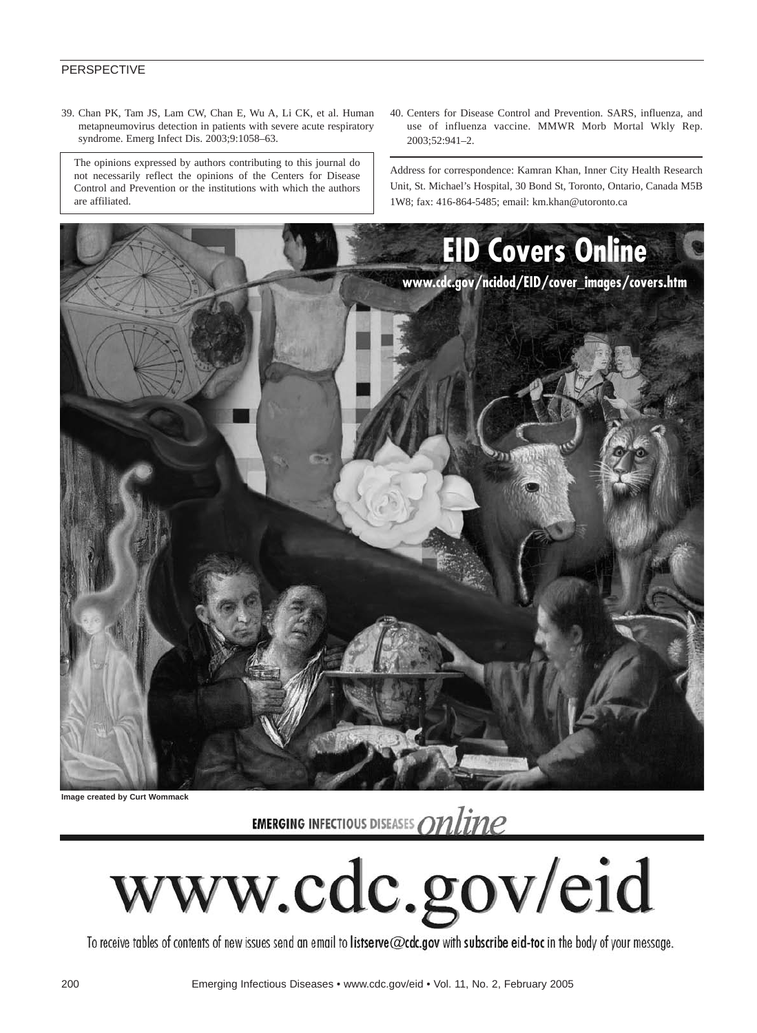39. Chan PK, Tam JS, Lam CW, Chan E, Wu A, Li CK, et al. Human metapneumovirus detection in patients with severe acute respiratory syndrome. Emerg Infect Dis. 2003;9:1058–63.

40. Centers for Disease Control and Prevention. SARS, influenza, and use of influenza vaccine. MMWR Morb Mortal Wkly Rep. 2003;52:941–2.

The opinions expressed by authors contributing to this journal do not necessarily reflect the opinions of the Centers for Disease Control and Prevention or the institutions with which the authors are affiliated.

Address for correspondence: Kamran Khan, Inner City Health Research Unit, St. Michael's Hospital, 30 Bond St, Toronto, Ontario, Canada M5B 1W8; fax: 416-864-5485; email: km.khan@utoronto.ca

**EID Covers Online**

**www.cdc.gov/ncidod/EID/cover_images/covers.htm**

**Image created by Curt Wommack**

**EMERGING INFECTIOUS DISEASES** *online*

# www.cdc.gov/eid

To receive tables of contents of new issues send an email to **listserve@cdc.gov** with **subscribe eid-toc** in the body of your message.